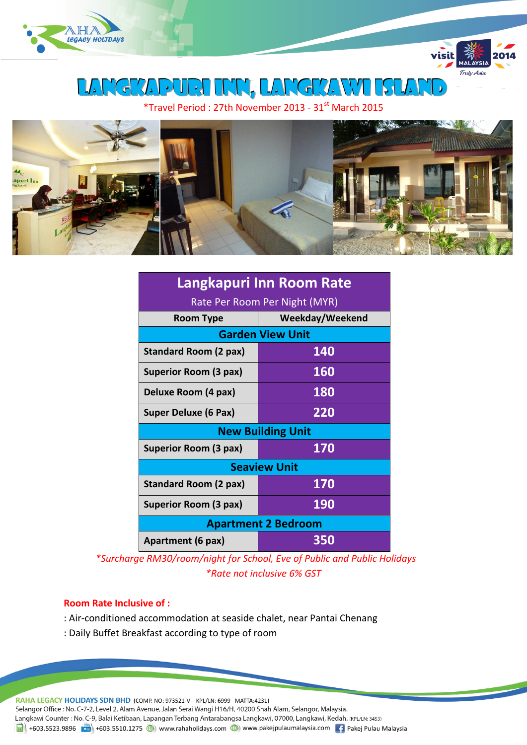# LANGKAPURI INN, LANGKAWI ISLAND

*Travel Period : 27th November 2013 - 31st March 2015

| Langkapuri Inn Room Rate<br>Rate Per Room Per Night (MYR) | |
|---|---|
| **Room Type** | **Weekday/Weekend** |
| **Garden View Unit** | |
| Standard Room (2 pax) | 140 |
| Superior Room (3 pax) | 160 |
| Deluxe Room (4 pax) | 180 |
| Super Deluxe (6 Pax) | 220 |
| **New Building Unit** | |
| Superior Room (3 pax) | 170 |
| **Seaview Unit** | |
| Standard Room (2 pax) | 170 |
| Superior Room (3 pax) | 190 |
| **Apartment 2 Bedroom** | |
| Apartment (6 pax) | 350 |

*\*Surcharge RM30/room/night for School, Eve of Public and Public Holidays*

*\*Rate not inclusive 6% GST*

**Room Rate Inclusive of :**

: Air-conditioned accommodation at seaside chalet, near Pantai Chenang

: Daily Buffet Breakfast according to type of room

RAHA LEGACY HOLIDAYS SDN BHD (COMP. NO: 973521-V KPL/LN: 6999 MATTA:4231)
Selangor Office : No. C-7-2, Level 2, Alam Avenue, Jalan Serai Wangi H16/H, 40200 Shah Alam, Selangor, Malaysia.
Langkawi Counter : No. C-9, Balai Ketibaan, Lapangan Terbang Antarabangsa Langkawi, 07000, Langkawi, Kedah. (KPL/LN: 3453)
+603.5523.9896 +603.5510.1275 www.rahaholidays.com www.pakejpulaumalaysia.com Pakej Pulau Malaysia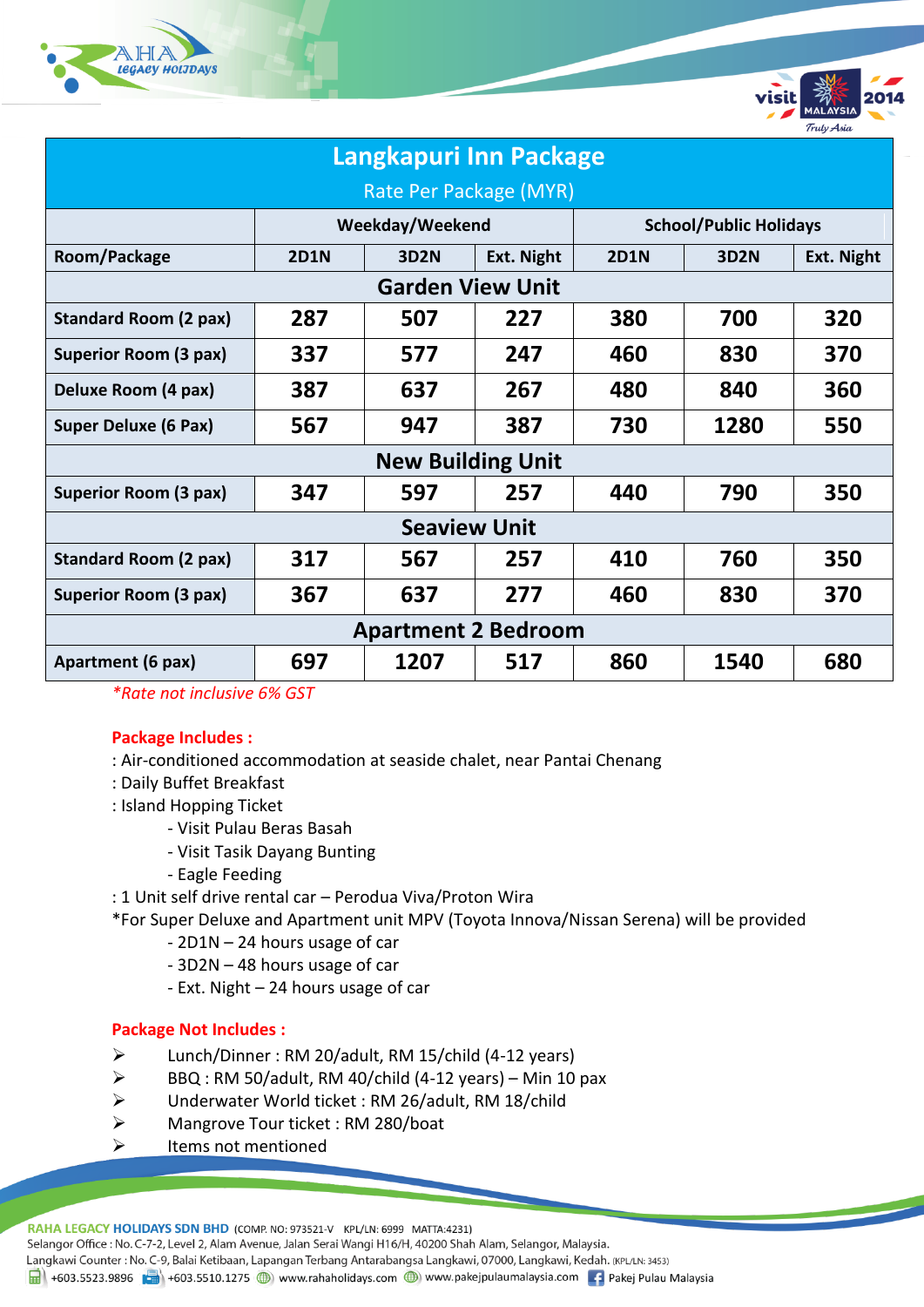# Langkapuri Inn Package

## Rate Per Package (MYR)

| | Weekday/Weekend | | | School/Public Holidays | | |
|---|---|---|---|---|---|---|
| **Room/Package** | **2D1N** | **3D2N** | **Ext. Night** | **2D1N** | **3D2N** | **Ext. Night** |
| **Garden View Unit** | | | | | | |
| Standard Room (2 pax) | 287 | 507 | 227 | 380 | 700 | 320 |
| Superior Room (3 pax) | 337 | 577 | 247 | 460 | 830 | 370 |
| Deluxe Room (4 pax) | 387 | 637 | 267 | 480 | 840 | 360 |
| Super Deluxe (6 Pax) | 567 | 947 | 387 | 730 | 1280 | 550 |
| **New Building Unit** | | | | | | |
| Superior Room (3 pax) | 347 | 597 | 257 | 440 | 790 | 350 |
| **Seaview Unit** | | | | | | |
| Standard Room (2 pax) | 317 | 567 | 257 | 410 | 760 | 350 |
| Superior Room (3 pax) | 367 | 637 | 277 | 460 | 830 | 370 |
| **Apartment 2 Bedroom** | | | | | | |
| Apartment (6 pax) | 697 | 1207 | 517 | 860 | 1540 | 680 |

*\*Rate not inclusive 6% GST*

**Package Includes :**

: Air-conditioned accommodation at seaside chalet, near Pantai Chenang
: Daily Buffet Breakfast
: Island Hopping Ticket
- Visit Pulau Beras Basah
- Visit Tasik Dayang Bunting
- Eagle Feeding

: 1 Unit self drive rental car – Perodua Viva/Proton Wira
*For Super Deluxe and Apartment unit MPV (Toyota Innova/Nissan Serena) will be provided
- 2D1N – 24 hours usage of car
- 3D2N – 48 hours usage of car
- Ext. Night – 24 hours usage of car

**Package Not Includes :**

- Lunch/Dinner : RM 20/adult, RM 15/child (4-12 years)
- BBQ : RM 50/adult, RM 40/child (4-12 years) – Min 10 pax
- Underwater World ticket : RM 26/adult, RM 18/child
- Mangrove Tour ticket : RM 280/boat
- Items not mentioned

**RAHA LEGACY HOLIDAYS SDN BHD** (COMP. NO: 973521-V KPL/LN: 6999 MATTA:4231)
Selangor Office : No. C-7-2, Level 2, Alam Avenue, Jalan Serai Wangi H16/H, 40200 Shah Alam, Selangor, Malaysia.
Langkawi Counter : No. C-9, Balai Ketibaan, Lapangan Terbang Antarabangsa Langkawi, 07000, Langkawi, Kedah. (KPL/LN: 3453)
+603.5523.9896 +603.5510.1275 www.rahaholidays.com www.pakejpulaumalaysia.com Pakej Pulau Malaysia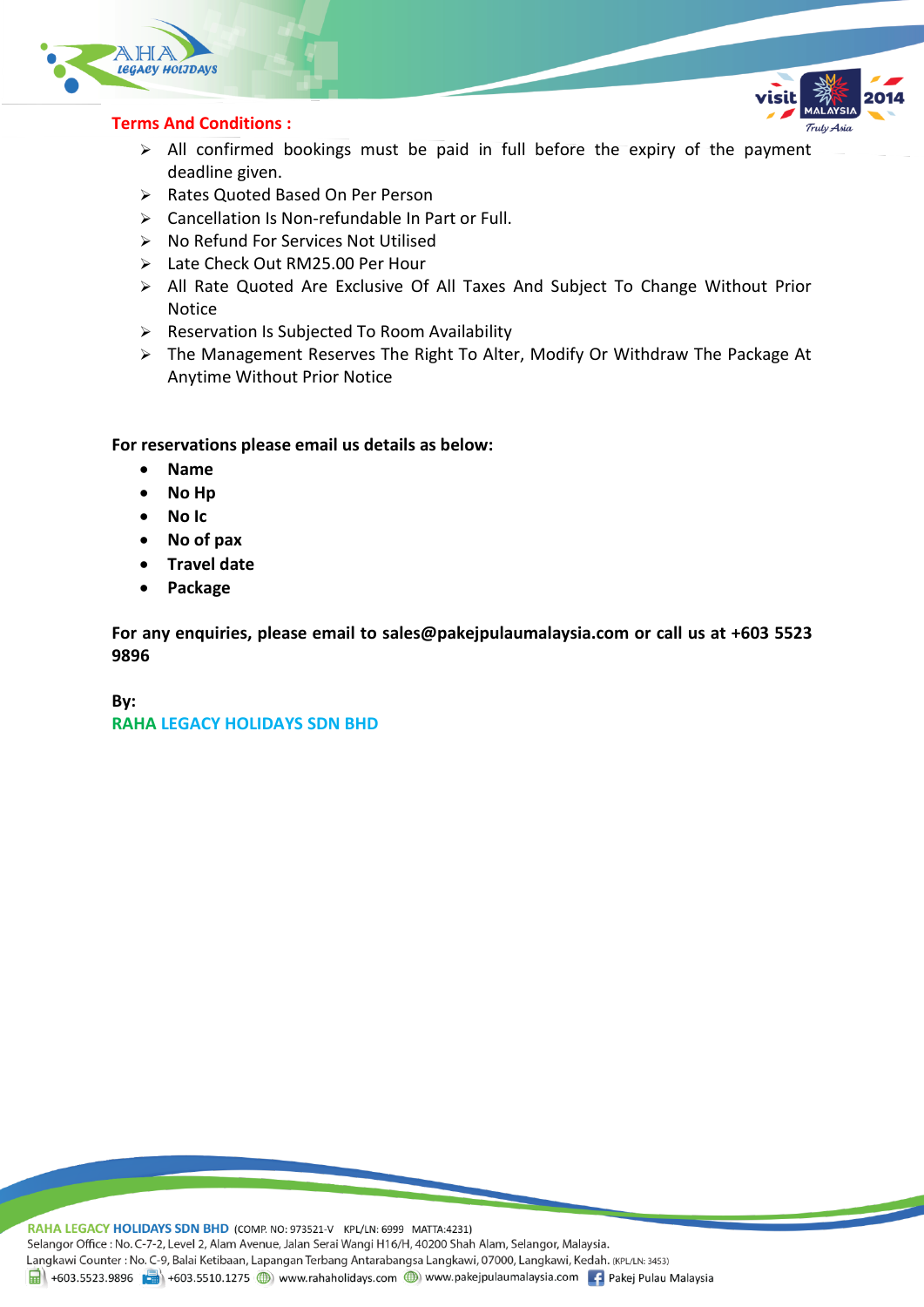**Terms And Conditions :**

- All confirmed bookings must be paid in full before the expiry of the payment deadline given.
- Rates Quoted Based On Per Person
- Cancellation Is Non-refundable In Part or Full.
- No Refund For Services Not Utilised
- Late Check Out RM25.00 Per Hour
- All Rate Quoted Are Exclusive Of All Taxes And Subject To Change Without Prior Notice
- Reservation Is Subjected To Room Availability
- The Management Reserves The Right To Alter, Modify Or Withdraw The Package At Anytime Without Prior Notice

**For reservations please email us details as below:**

- **Name**
- **No Hp**
- **No Ic**
- **No of pax**
- **Travel date**
- **Package**

**For any enquiries, please email to sales@pakejpulaumalaysia.com or call us at +603 5523 9896**

**By:**
**RAHA LEGACY HOLIDAYS SDN BHD**

RAHA LEGACY HOLIDAYS SDN BHD (COMP. NO: 973521-V KPL/LN: 6999 MATTA:4231)
Selangor Office : No. C-7-2, Level 2, Alam Avenue, Jalan Serai Wangi H16/H, 40200 Shah Alam, Selangor, Malaysia.
Langkawi Counter : No. C-9, Balai Ketibaan, Lapangan Terbang Antarabangsa Langkawi, 07000, Langkawi, Kedah. (KPL/LN: 3453)
+603.5523.9896 +603.5510.1275 www.rahaholidays.com www.pakejpulaumalaysia.com Pakej Pulau Malaysia